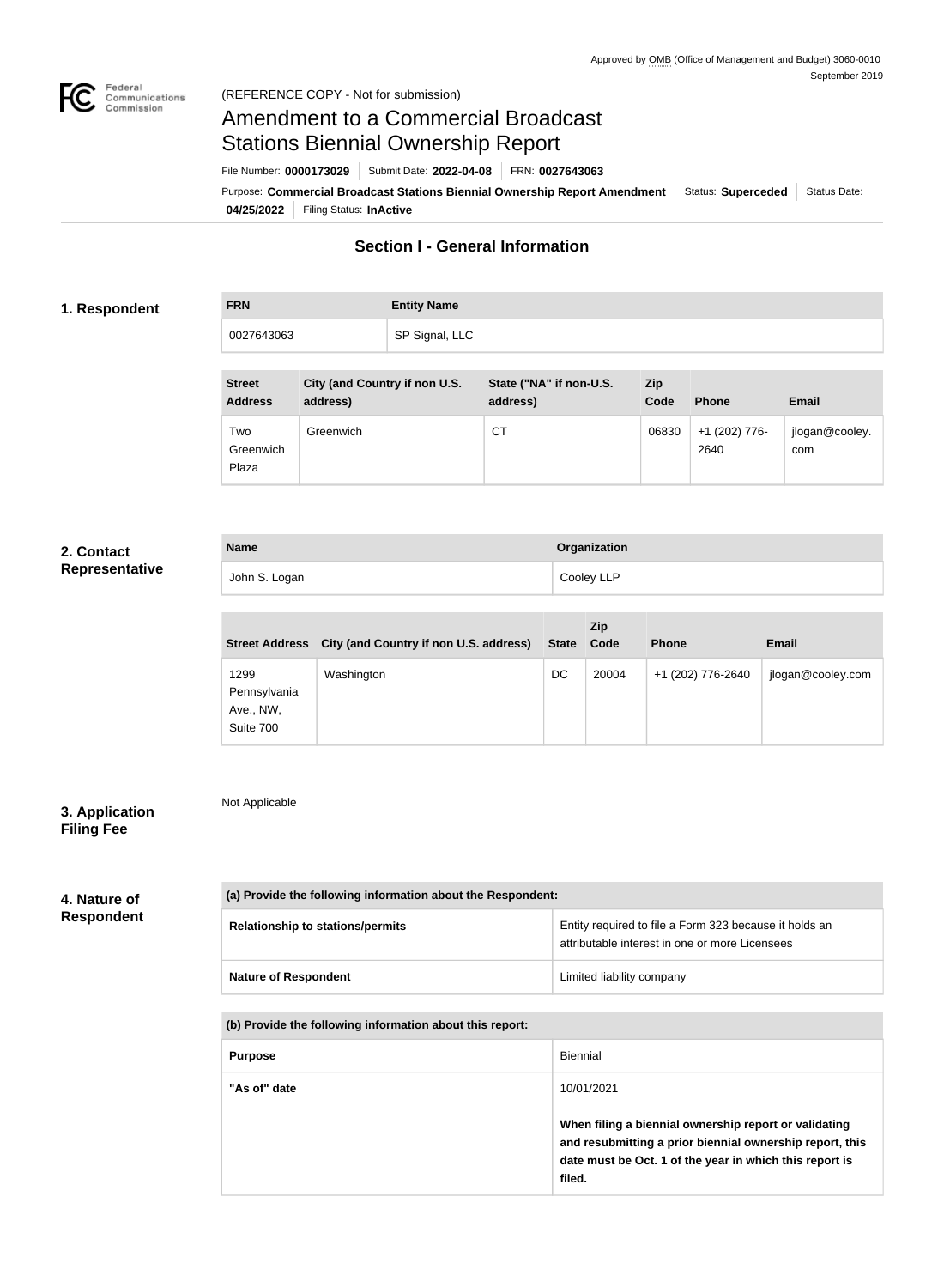Approved by OMB (Office of Management and Budget) 3060-0010
September 2019

(REFERENCE COPY - Not for submission)

# Amendment to a Commercial Broadcast Stations Biennial Ownership Report

File Number: **0000173029** | Submit Date: **2022-04-08** | FRN: **0027643063**

Purpose: **Commercial Broadcast Stations Biennial Ownership Report Amendment** | Status: **Superceded** | Status Date: **04/25/2022** | Filing Status: **InActive**

## Section I - General Information

### 1. Respondent

| FRN | Entity Name |
|---|---|
| 0027643063 | SP Signal, LLC |

| Street Address | City (and Country if non U.S. address) | State ("NA" if non-U.S. address) | Zip Code | Phone | Email |
|---|---|---|---|---|---|
| Two Greenwich Plaza | Greenwich | CT | 06830 | +1 (202) 776-2640 | jlogan@cooley.com |

### 2. Contact Representative

| Name | Organization |
|---|---|
| John S. Logan | Cooley LLP |

| Street Address | City (and Country if non U.S. address) | State | Zip Code | Phone | Email |
|---|---|---|---|---|---|
| 1299 Pennsylvania Ave., NW, Suite 700 | Washington | DC | 20004 | +1 (202) 776-2640 | jlogan@cooley.com |

### 3. Application Filing Fee

Not Applicable

### 4. Nature of Respondent

| (a) Provide the following information about the Respondent: | |
|---|---|
| Relationship to stations/permits | Entity required to file a Form 323 because it holds an attributable interest in one or more Licensees |
| Nature of Respondent | Limited liability company |

| (b) Provide the following information about this report: | |
|---|---|
| Purpose | Biennial |
| "As of" date | 10/01/2021<br><br>**When filing a biennial ownership report or validating and resubmitting a prior biennial ownership report, this date must be Oct. 1 of the year in which this report is filed.** |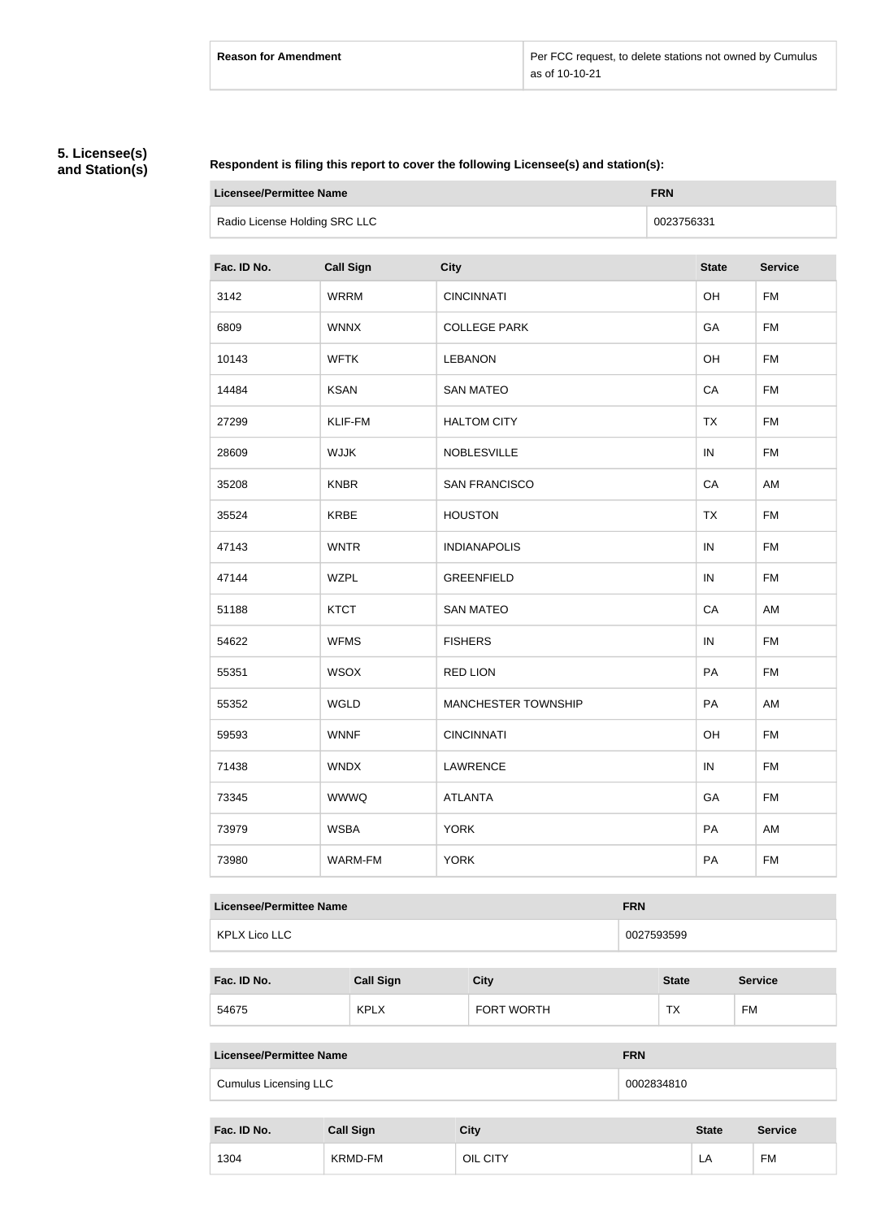| Reason for Amendment | Per FCC request, to delete stations not owned by Cumulus as of 10-10-21 |
|---|---|

## 5. Licensee(s) and Station(s)

**Respondent is filing this report to cover the following Licensee(s) and station(s):**

| Licensee/Permittee Name | FRN |
|---|---|
| Radio License Holding SRC LLC | 0023756331 |

| Fac. ID No. | Call Sign | City | State | Service |
|---|---|---|---|---|
| 3142 | WRRM | CINCINNATI | OH | FM |
| 6809 | WNNX | COLLEGE PARK | GA | FM |
| 10143 | WFTK | LEBANON | OH | FM |
| 14484 | KSAN | SAN MATEO | CA | FM |
| 27299 | KLIF-FM | HALTOM CITY | TX | FM |
| 28609 | WJJK | NOBLESVILLE | IN | FM |
| 35208 | KNBR | SAN FRANCISCO | CA | AM |
| 35524 | KRBE | HOUSTON | TX | FM |
| 47143 | WNTR | INDIANAPOLIS | IN | FM |
| 47144 | WZPL | GREENFIELD | IN | FM |
| 51188 | KTCT | SAN MATEO | CA | AM |
| 54622 | WFMS | FISHERS | IN | FM |
| 55351 | WSOX | RED LION | PA | FM |
| 55352 | WGLD | MANCHESTER TOWNSHIP | PA | AM |
| 59593 | WNNF | CINCINNATI | OH | FM |
| 71438 | WNDX | LAWRENCE | IN | FM |
| 73345 | WWWQ | ATLANTA | GA | FM |
| 73979 | WSBA | YORK | PA | AM |
| 73980 | WARM-FM | YORK | PA | FM |

| Licensee/Permittee Name | FRN |
|---|---|
| KPLX Lico LLC | 0027593599 |

| Fac. ID No. | Call Sign | City | State | Service |
|---|---|---|---|---|
| 54675 | KPLX | FORT WORTH | TX | FM |

| Licensee/Permittee Name | FRN |
|---|---|
| Cumulus Licensing LLC | 0002834810 |

| Fac. ID No. | Call Sign | City | State | Service |
|---|---|---|---|---|
| 1304 | KRMD-FM | OIL CITY | LA | FM |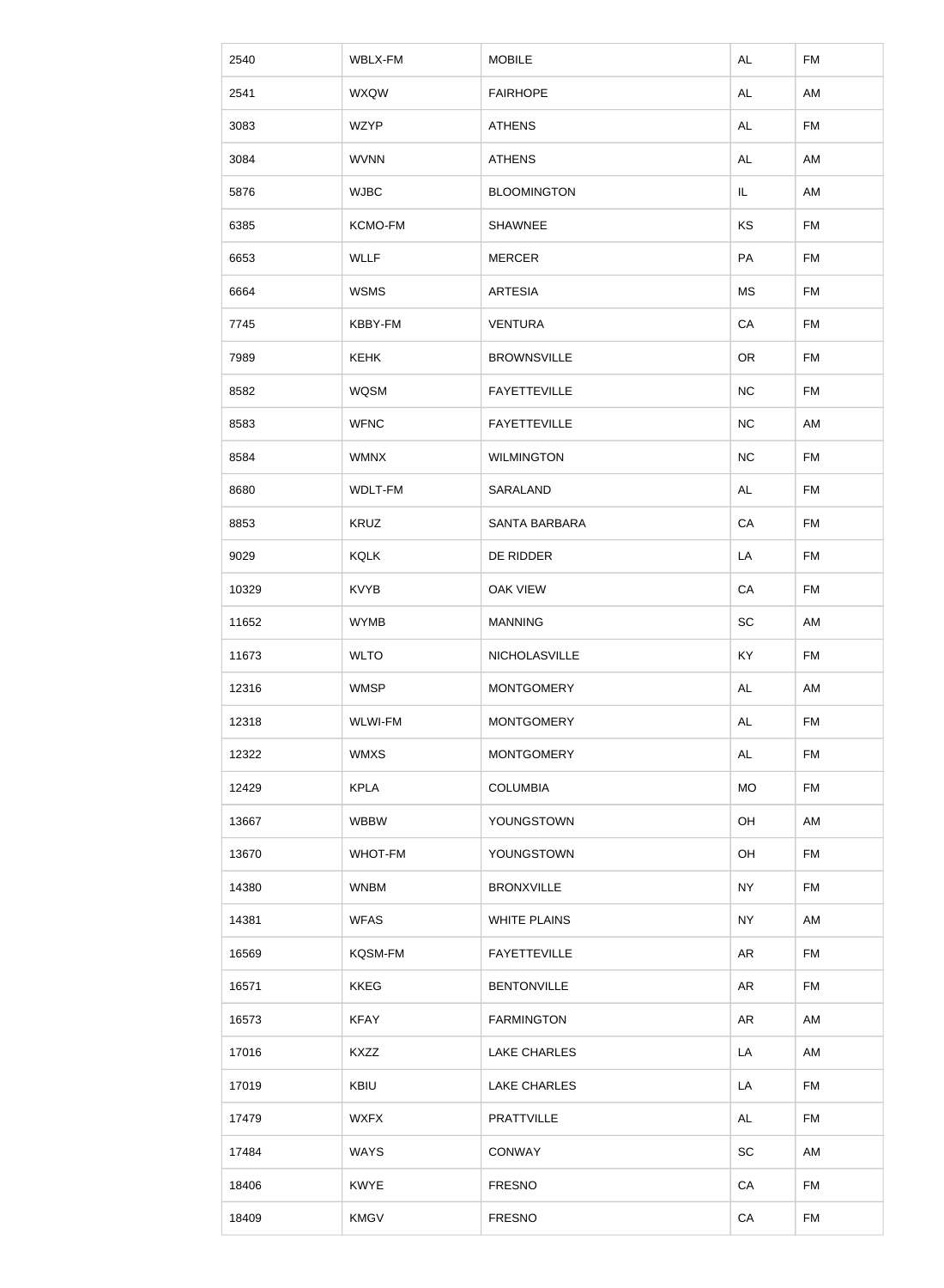| | | | | |
|---|---|---|---|---|
| 2540 | WBLX-FM | MOBILE | AL | FM |
| 2541 | WXQW | FAIRHOPE | AL | AM |
| 3083 | WZYP | ATHENS | AL | FM |
| 3084 | WVNN | ATHENS | AL | AM |
| 5876 | WJBC | BLOOMINGTON | IL | AM |
| 6385 | KCMO-FM | SHAWNEE | KS | FM |
| 6653 | WLLF | MERCER | PA | FM |
| 6664 | WSMS | ARTESIA | MS | FM |
| 7745 | KBBY-FM | VENTURA | CA | FM |
| 7989 | KEHK | BROWNSVILLE | OR | FM |
| 8582 | WQSM | FAYETTEVILLE | NC | FM |
| 8583 | WFNC | FAYETTEVILLE | NC | AM |
| 8584 | WMNX | WILMINGTON | NC | FM |
| 8680 | WDLT-FM | SARALAND | AL | FM |
| 8853 | KRUZ | SANTA BARBARA | CA | FM |
| 9029 | KQLK | DE RIDDER | LA | FM |
| 10329 | KVYB | OAK VIEW | CA | FM |
| 11652 | WYMB | MANNING | SC | AM |
| 11673 | WLTO | NICHOLASVILLE | KY | FM |
| 12316 | WMSP | MONTGOMERY | AL | AM |
| 12318 | WLWI-FM | MONTGOMERY | AL | FM |
| 12322 | WMXS | MONTGOMERY | AL | FM |
| 12429 | KPLA | COLUMBIA | MO | FM |
| 13667 | WBBW | YOUNGSTOWN | OH | AM |
| 13670 | WHOT-FM | YOUNGSTOWN | OH | FM |
| 14380 | WNBM | BRONXVILLE | NY | FM |
| 14381 | WFAS | WHITE PLAINS | NY | AM |
| 16569 | KQSM-FM | FAYETTEVILLE | AR | FM |
| 16571 | KKEG | BENTONVILLE | AR | FM |
| 16573 | KFAY | FARMINGTON | AR | AM |
| 17016 | KXZZ | LAKE CHARLES | LA | AM |
| 17019 | KBIU | LAKE CHARLES | LA | FM |
| 17479 | WXFX | PRATTVILLE | AL | FM |
| 17484 | WAYS | CONWAY | SC | AM |
| 18406 | KWYE | FRESNO | CA | FM |
| 18409 | KMGV | FRESNO | CA | FM |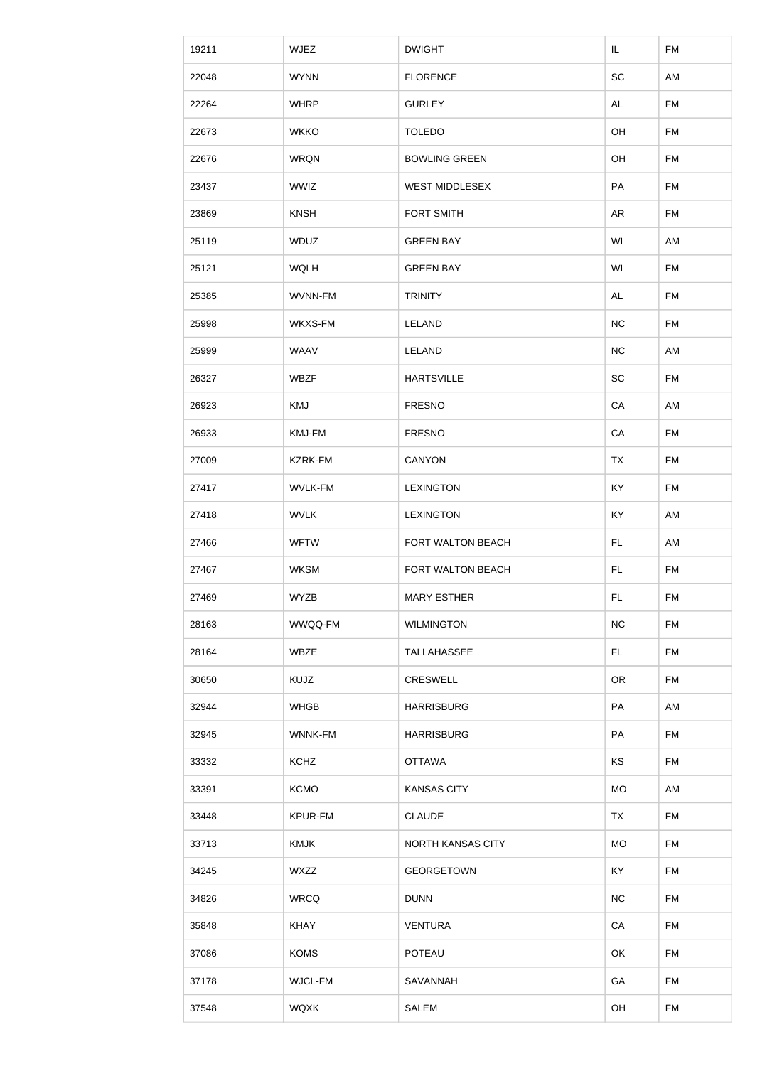| | | | | |
|---|---|---|---|---|
| 19211 | WJEZ | DWIGHT | IL | FM |
| 22048 | WYNN | FLORENCE | SC | AM |
| 22264 | WHRP | GURLEY | AL | FM |
| 22673 | WKKO | TOLEDO | OH | FM |
| 22676 | WRQN | BOWLING GREEN | OH | FM |
| 23437 | WWIZ | WEST MIDDLESEX | PA | FM |
| 23869 | KNSH | FORT SMITH | AR | FM |
| 25119 | WDUZ | GREEN BAY | WI | AM |
| 25121 | WQLH | GREEN BAY | WI | FM |
| 25385 | WVNN-FM | TRINITY | AL | FM |
| 25998 | WKXS-FM | LELAND | NC | FM |
| 25999 | WAAV | LELAND | NC | AM |
| 26327 | WBZF | HARTSVILLE | SC | FM |
| 26923 | KMJ | FRESNO | CA | AM |
| 26933 | KMJ-FM | FRESNO | CA | FM |
| 27009 | KZRK-FM | CANYON | TX | FM |
| 27417 | WVLK-FM | LEXINGTON | KY | FM |
| 27418 | WVLK | LEXINGTON | KY | AM |
| 27466 | WFTW | FORT WALTON BEACH | FL | AM |
| 27467 | WKSM | FORT WALTON BEACH | FL | FM |
| 27469 | WYZB | MARY ESTHER | FL | FM |
| 28163 | WWQQ-FM | WILMINGTON | NC | FM |
| 28164 | WBZE | TALLAHASSEE | FL | FM |
| 30650 | KUJZ | CRESWELL | OR | FM |
| 32944 | WHGB | HARRISBURG | PA | AM |
| 32945 | WNNK-FM | HARRISBURG | PA | FM |
| 33332 | KCHZ | OTTAWA | KS | FM |
| 33391 | KCMO | KANSAS CITY | MO | AM |
| 33448 | KPUR-FM | CLAUDE | TX | FM |
| 33713 | KMJK | NORTH KANSAS CITY | MO | FM |
| 34245 | WXZZ | GEORGETOWN | KY | FM |
| 34826 | WRCQ | DUNN | NC | FM |
| 35848 | KHAY | VENTURA | CA | FM |
| 37086 | KOMS | POTEAU | OK | FM |
| 37178 | WJCL-FM | SAVANNAH | GA | FM |
| 37548 | WQXK | SALEM | OH | FM |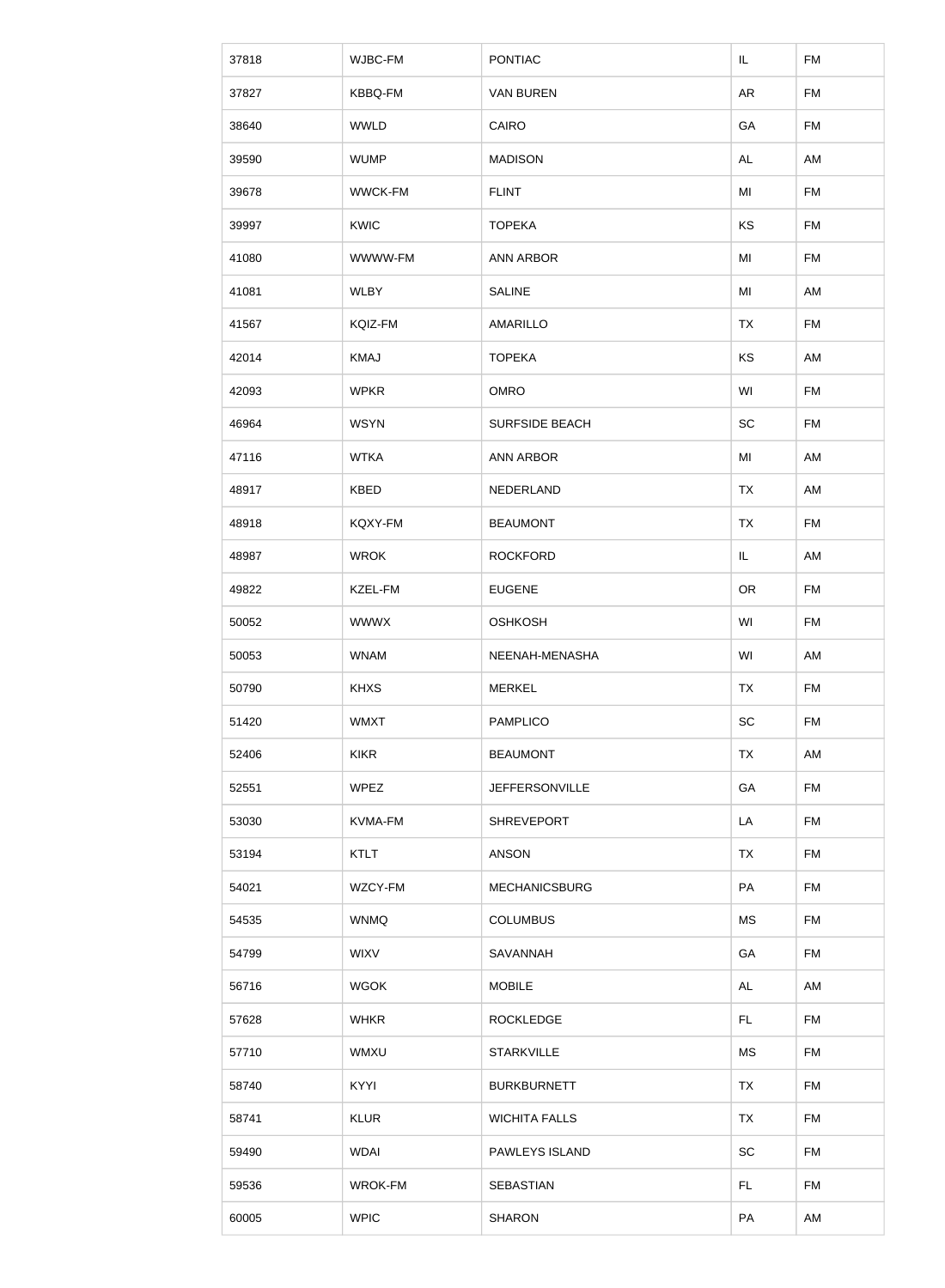| | | | | |
|---|---|---|---|---|
| 37818 | WJBC-FM | PONTIAC | IL | FM |
| 37827 | KBBQ-FM | VAN BUREN | AR | FM |
| 38640 | WWLD | CAIRO | GA | FM |
| 39590 | WUMP | MADISON | AL | AM |
| 39678 | WWCK-FM | FLINT | MI | FM |
| 39997 | KWIC | TOPEKA | KS | FM |
| 41080 | WWWW-FM | ANN ARBOR | MI | FM |
| 41081 | WLBY | SALINE | MI | AM |
| 41567 | KQIZ-FM | AMARILLO | TX | FM |
| 42014 | KMAJ | TOPEKA | KS | AM |
| 42093 | WPKR | OMRO | WI | FM |
| 46964 | WSYN | SURFSIDE BEACH | SC | FM |
| 47116 | WTKA | ANN ARBOR | MI | AM |
| 48917 | KBED | NEDERLAND | TX | AM |
| 48918 | KQXY-FM | BEAUMONT | TX | FM |
| 48987 | WROK | ROCKFORD | IL | AM |
| 49822 | KZEL-FM | EUGENE | OR | FM |
| 50052 | WWWX | OSHKOSH | WI | FM |
| 50053 | WNAM | NEENAH-MENASHA | WI | AM |
| 50790 | KHXS | MERKEL | TX | FM |
| 51420 | WMXT | PAMPLICO | SC | FM |
| 52406 | KIKR | BEAUMONT | TX | AM |
| 52551 | WPEZ | JEFFERSONVILLE | GA | FM |
| 53030 | KVMA-FM | SHREVEPORT | LA | FM |
| 53194 | KTLT | ANSON | TX | FM |
| 54021 | WZCY-FM | MECHANICSBURG | PA | FM |
| 54535 | WNMQ | COLUMBUS | MS | FM |
| 54799 | WIXV | SAVANNAH | GA | FM |
| 56716 | WGOK | MOBILE | AL | AM |
| 57628 | WHKR | ROCKLEDGE | FL | FM |
| 57710 | WMXU | STARKVILLE | MS | FM |
| 58740 | KYYI | BURKBURNETT | TX | FM |
| 58741 | KLUR | WICHITA FALLS | TX | FM |
| 59490 | WDAI | PAWLEYS ISLAND | SC | FM |
| 59536 | WROK-FM | SEBASTIAN | FL | FM |
| 60005 | WPIC | SHARON | PA | AM |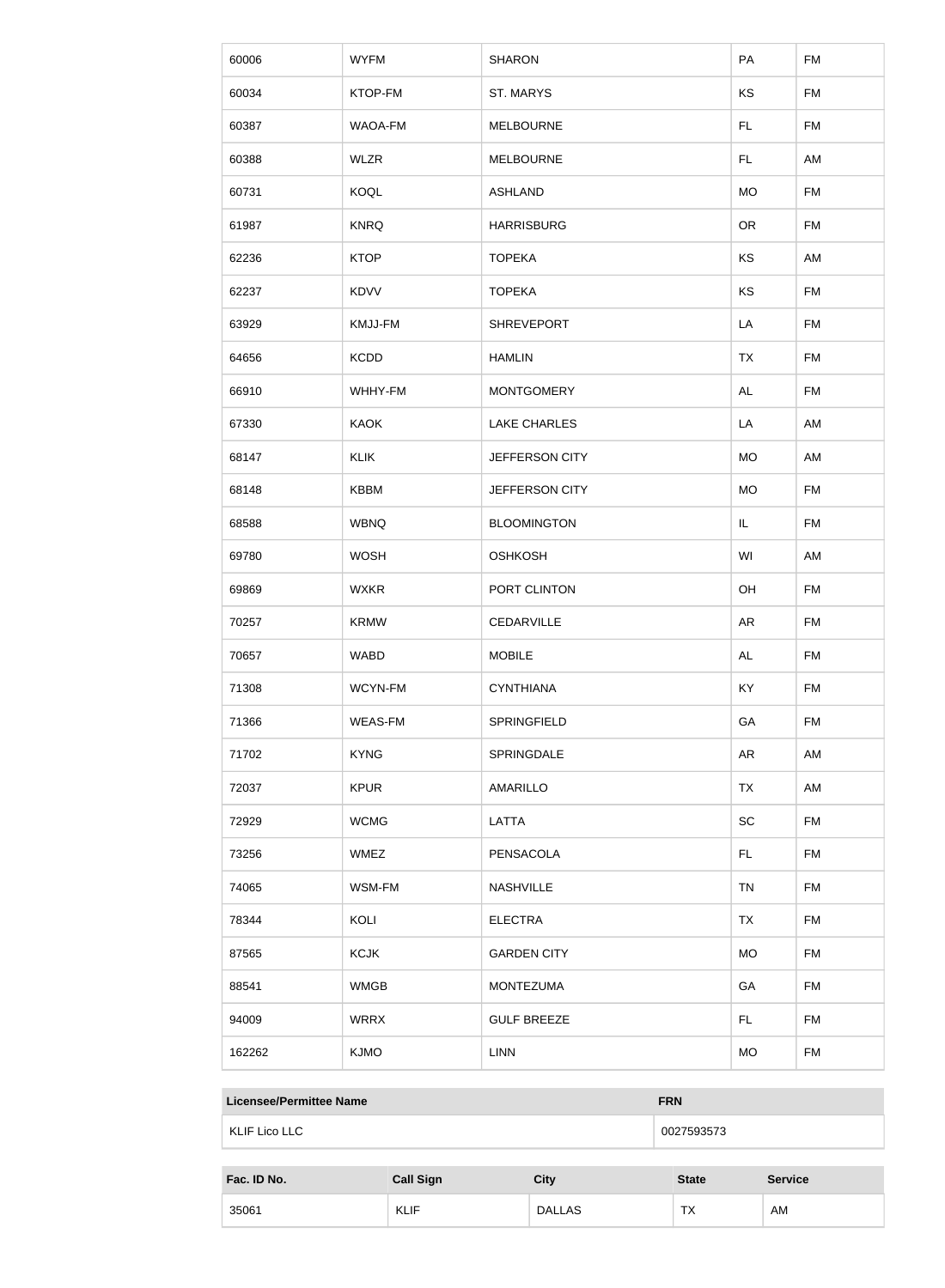| | | | | |
|---|---|---|---|---|
| 60006 | WYFM | SHARON | PA | FM |
| 60034 | KTOP-FM | ST. MARYS | KS | FM |
| 60387 | WAOA-FM | MELBOURNE | FL | FM |
| 60388 | WLZR | MELBOURNE | FL | AM |
| 60731 | KOQL | ASHLAND | MO | FM |
| 61987 | KNRQ | HARRISBURG | OR | FM |
| 62236 | KTOP | TOPEKA | KS | AM |
| 62237 | KDVV | TOPEKA | KS | FM |
| 63929 | KMJJ-FM | SHREVEPORT | LA | FM |
| 64656 | KCDD | HAMLIN | TX | FM |
| 66910 | WHHY-FM | MONTGOMERY | AL | FM |
| 67330 | KAOK | LAKE CHARLES | LA | AM |
| 68147 | KLIK | JEFFERSON CITY | MO | AM |
| 68148 | KBBM | JEFFERSON CITY | MO | FM |
| 68588 | WBNQ | BLOOMINGTON | IL | FM |
| 69780 | WOSH | OSHKOSH | WI | AM |
| 69869 | WXKR | PORT CLINTON | OH | FM |
| 70257 | KRMW | CEDARVILLE | AR | FM |
| 70657 | WABD | MOBILE | AL | FM |
| 71308 | WCYN-FM | CYNTHIANA | KY | FM |
| 71366 | WEAS-FM | SPRINGFIELD | GA | FM |
| 71702 | KYNG | SPRINGDALE | AR | AM |
| 72037 | KPUR | AMARILLO | TX | AM |
| 72929 | WCMG | LATTA | SC | FM |
| 73256 | WMEZ | PENSACOLA | FL | FM |
| 74065 | WSM-FM | NASHVILLE | TN | FM |
| 78344 | KOLI | ELECTRA | TX | FM |
| 87565 | KCJK | GARDEN CITY | MO | FM |
| 88541 | WMGB | MONTEZUMA | GA | FM |
| 94009 | WRRX | GULF BREEZE | FL | FM |
| 162262 | KJMO | LINN | MO | FM |

| Licensee/Permittee Name | FRN |
|---|---|
| KLIF Lico LLC | 0027593573 |

| Fac. ID No. | Call Sign | City | State | Service |
|---|---|---|---|---|
| 35061 | KLIF | DALLAS | TX | AM |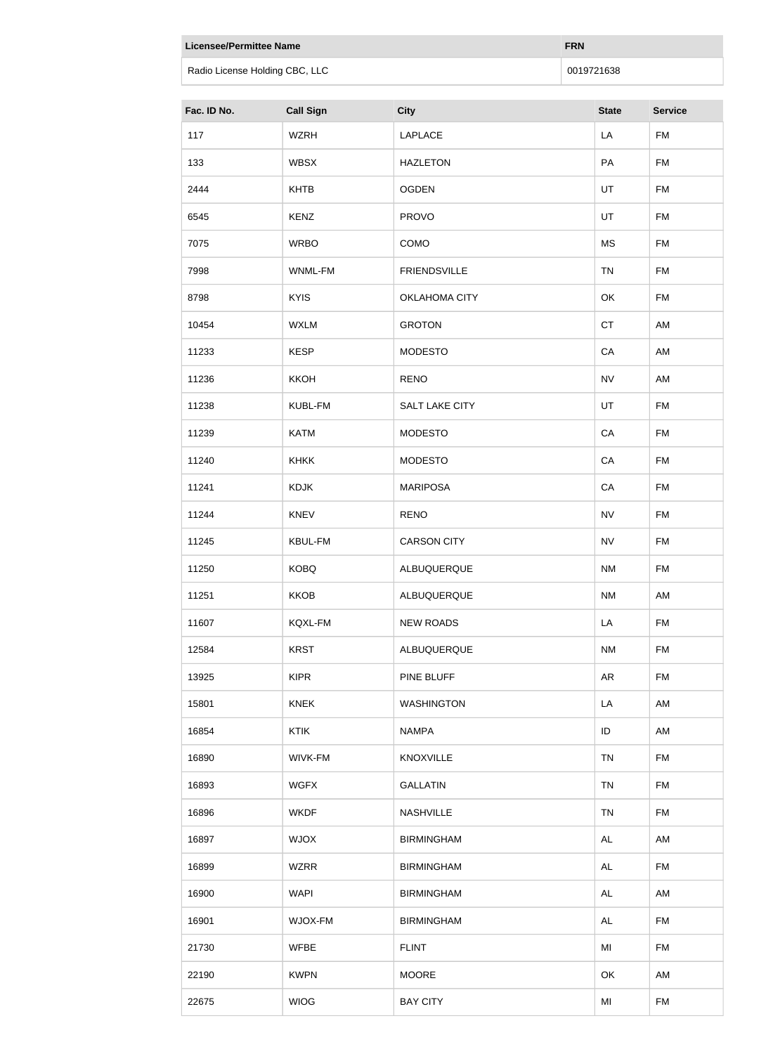| Licensee/Permittee Name | FRN |
|---|---|
| Radio License Holding CBC, LLC | 0019721638 |

| Fac. ID No. | Call Sign | City | State | Service |
|---|---|---|---|---|
| 117 | WZRH | LAPLACE | LA | FM |
| 133 | WBSX | HAZLETON | PA | FM |
| 2444 | KHTB | OGDEN | UT | FM |
| 6545 | KENZ | PROVO | UT | FM |
| 7075 | WRBO | COMO | MS | FM |
| 7998 | WNML-FM | FRIENDSVILLE | TN | FM |
| 8798 | KYIS | OKLAHOMA CITY | OK | FM |
| 10454 | WXLM | GROTON | CT | AM |
| 11233 | KESP | MODESTO | CA | AM |
| 11236 | KKOH | RENO | NV | AM |
| 11238 | KUBL-FM | SALT LAKE CITY | UT | FM |
| 11239 | KATM | MODESTO | CA | FM |
| 11240 | KHKK | MODESTO | CA | FM |
| 11241 | KDJK | MARIPOSA | CA | FM |
| 11244 | KNEV | RENO | NV | FM |
| 11245 | KBUL-FM | CARSON CITY | NV | FM |
| 11250 | KOBQ | ALBUQUERQUE | NM | FM |
| 11251 | KKOB | ALBUQUERQUE | NM | AM |
| 11607 | KQXL-FM | NEW ROADS | LA | FM |
| 12584 | KRST | ALBUQUERQUE | NM | FM |
| 13925 | KIPR | PINE BLUFF | AR | FM |
| 15801 | KNEK | WASHINGTON | LA | AM |
| 16854 | KTIK | NAMPA | ID | AM |
| 16890 | WIVK-FM | KNOXVILLE | TN | FM |
| 16893 | WGFX | GALLATIN | TN | FM |
| 16896 | WKDF | NASHVILLE | TN | FM |
| 16897 | WJOX | BIRMINGHAM | AL | AM |
| 16899 | WZRR | BIRMINGHAM | AL | FM |
| 16900 | WAPI | BIRMINGHAM | AL | AM |
| 16901 | WJOX-FM | BIRMINGHAM | AL | FM |
| 21730 | WFBE | FLINT | MI | FM |
| 22190 | KWPN | MOORE | OK | AM |
| 22675 | WIOG | BAY CITY | MI | FM |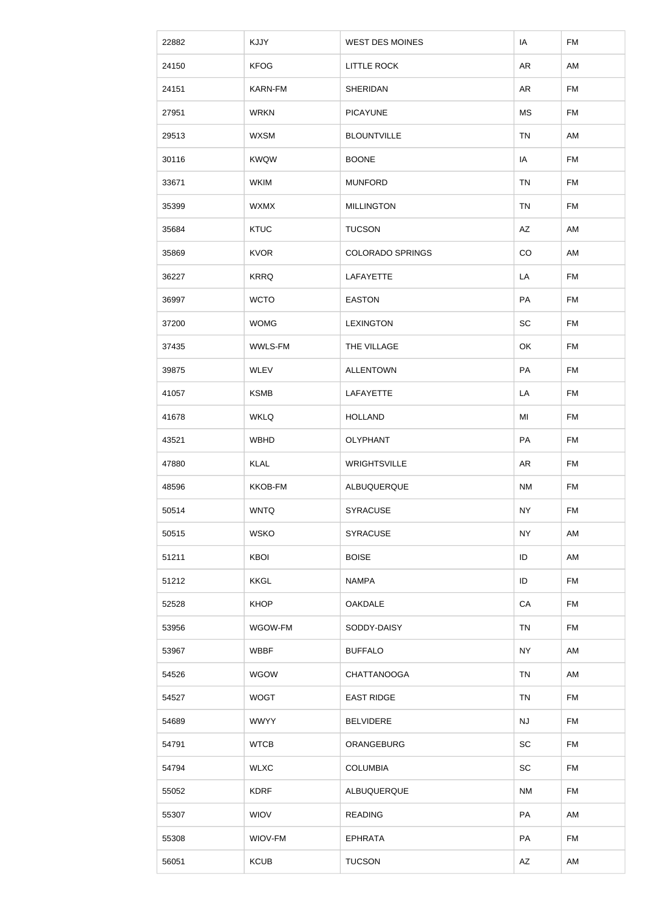| | | | | |
|---|---|---|---|---|
| 22882 | KJJY | WEST DES MOINES | IA | FM |
| 24150 | KFOG | LITTLE ROCK | AR | AM |
| 24151 | KARN-FM | SHERIDAN | AR | FM |
| 27951 | WRKN | PICAYUNE | MS | FM |
| 29513 | WXSM | BLOUNTVILLE | TN | AM |
| 30116 | KWQW | BOONE | IA | FM |
| 33671 | WKIM | MUNFORD | TN | FM |
| 35399 | WXMX | MILLINGTON | TN | FM |
| 35684 | KTUC | TUCSON | AZ | AM |
| 35869 | KVOR | COLORADO SPRINGS | CO | AM |
| 36227 | KRRQ | LAFAYETTE | LA | FM |
| 36997 | WCTO | EASTON | PA | FM |
| 37200 | WOMG | LEXINGTON | SC | FM |
| 37435 | WWLS-FM | THE VILLAGE | OK | FM |
| 39875 | WLEV | ALLENTOWN | PA | FM |
| 41057 | KSMB | LAFAYETTE | LA | FM |
| 41678 | WKLQ | HOLLAND | MI | FM |
| 43521 | WBHD | OLYPHANT | PA | FM |
| 47880 | KLAL | WRIGHTSVILLE | AR | FM |
| 48596 | KKOB-FM | ALBUQUERQUE | NM | FM |
| 50514 | WNTQ | SYRACUSE | NY | FM |
| 50515 | WSKO | SYRACUSE | NY | AM |
| 51211 | KBOI | BOISE | ID | AM |
| 51212 | KKGL | NAMPA | ID | FM |
| 52528 | KHOP | OAKDALE | CA | FM |
| 53956 | WGOW-FM | SODDY-DAISY | TN | FM |
| 53967 | WBBF | BUFFALO | NY | AM |
| 54526 | WGOW | CHATTANOOGA | TN | AM |
| 54527 | WOGT | EAST RIDGE | TN | FM |
| 54689 | WWYY | BELVIDERE | NJ | FM |
| 54791 | WTCB | ORANGEBURG | SC | FM |
| 54794 | WLXC | COLUMBIA | SC | FM |
| 55052 | KDRF | ALBUQUERQUE | NM | FM |
| 55307 | WIOV | READING | PA | AM |
| 55308 | WIOV-FM | EPHRATA | PA | FM |
| 56051 | KCUB | TUCSON | AZ | AM |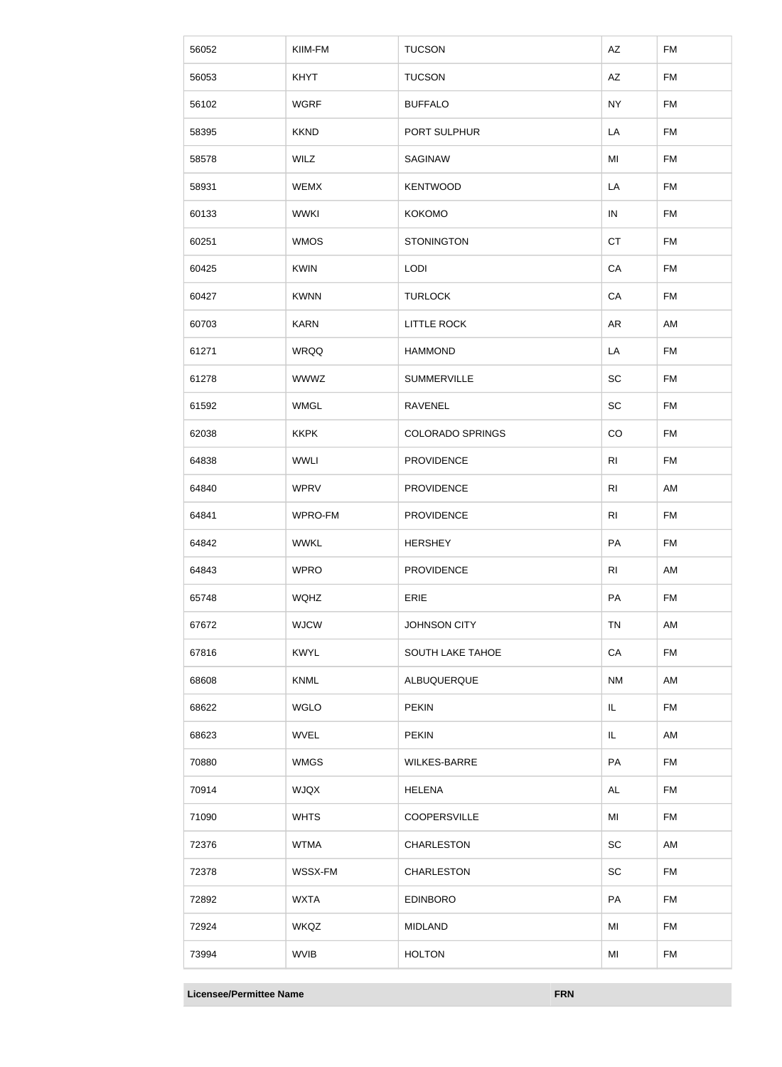| | | | | |
|---|---|---|---|---|
| 56052 | KIIM-FM | TUCSON | AZ | FM |
| 56053 | KHYT | TUCSON | AZ | FM |
| 56102 | WGRF | BUFFALO | NY | FM |
| 58395 | KKND | PORT SULPHUR | LA | FM |
| 58578 | WILZ | SAGINAW | MI | FM |
| 58931 | WEMX | KENTWOOD | LA | FM |
| 60133 | WWKI | KOKOMO | IN | FM |
| 60251 | WMOS | STONINGTON | CT | FM |
| 60425 | KWIN | LODI | CA | FM |
| 60427 | KWNN | TURLOCK | CA | FM |
| 60703 | KARN | LITTLE ROCK | AR | AM |
| 61271 | WRQQ | HAMMOND | LA | FM |
| 61278 | WWWZ | SUMMERVILLE | SC | FM |
| 61592 | WMGL | RAVENEL | SC | FM |
| 62038 | KKPK | COLORADO SPRINGS | CO | FM |
| 64838 | WWLI | PROVIDENCE | RI | FM |
| 64840 | WPRV | PROVIDENCE | RI | AM |
| 64841 | WPRO-FM | PROVIDENCE | RI | FM |
| 64842 | WWKL | HERSHEY | PA | FM |
| 64843 | WPRO | PROVIDENCE | RI | AM |
| 65748 | WQHZ | ERIE | PA | FM |
| 67672 | WJCW | JOHNSON CITY | TN | AM |
| 67816 | KWYL | SOUTH LAKE TAHOE | CA | FM |
| 68608 | KNML | ALBUQUERQUE | NM | AM |
| 68622 | WGLO | PEKIN | IL | FM |
| 68623 | WVEL | PEKIN | IL | AM |
| 70880 | WMGS | WILKES-BARRE | PA | FM |
| 70914 | WJQX | HELENA | AL | FM |
| 71090 | WHTS | COOPERSVILLE | MI | FM |
| 72376 | WTMA | CHARLESTON | SC | AM |
| 72378 | WSSX-FM | CHARLESTON | SC | FM |
| 72892 | WXTA | EDINBORO | PA | FM |
| 72924 | WKQZ | MIDLAND | MI | FM |
| 73994 | WVIB | HOLTON | MI | FM |

| Licensee/Permittee Name | FRN |
|---|---|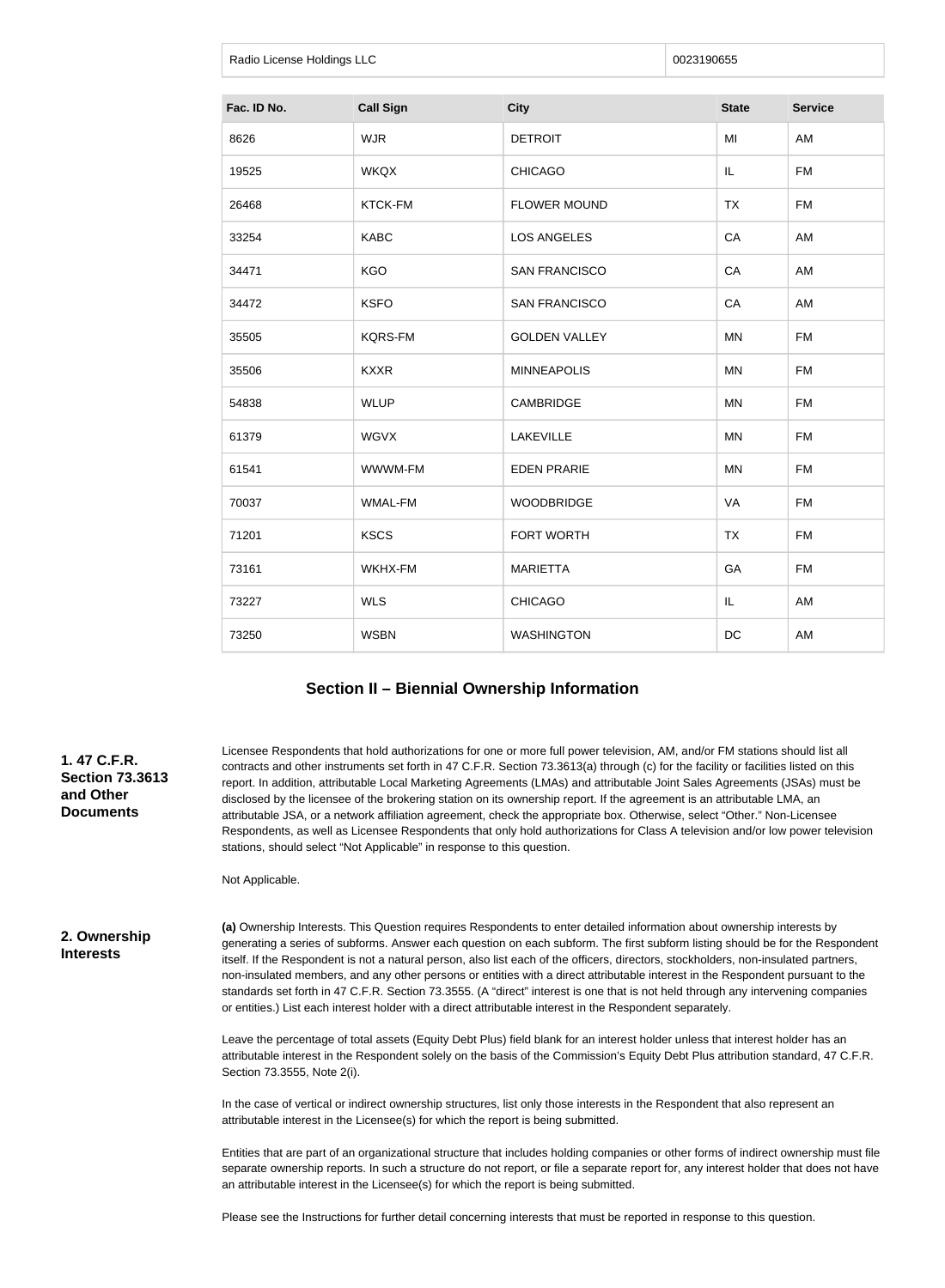| Radio License Holdings LLC | 0023190655 |
| --- | --- |

| Fac. ID No. | Call Sign | City | State | Service |
| --- | --- | --- | --- | --- |
| 8626 | WJR | DETROIT | MI | AM |
| 19525 | WKQX | CHICAGO | IL | FM |
| 26468 | KTCK-FM | FLOWER MOUND | TX | FM |
| 33254 | KABC | LOS ANGELES | CA | AM |
| 34471 | KGO | SAN FRANCISCO | CA | AM |
| 34472 | KSFO | SAN FRANCISCO | CA | AM |
| 35505 | KQRS-FM | GOLDEN VALLEY | MN | FM |
| 35506 | KXXR | MINNEAPOLIS | MN | FM |
| 54838 | WLUP | CAMBRIDGE | MN | FM |
| 61379 | WGVX | LAKEVILLE | MN | FM |
| 61541 | WWWM-FM | EDEN PRARIE | MN | FM |
| 70037 | WMAL-FM | WOODBRIDGE | VA | FM |
| 71201 | KSCS | FORT WORTH | TX | FM |
| 73161 | WKHX-FM | MARIETTA | GA | FM |
| 73227 | WLS | CHICAGO | IL | AM |
| 73250 | WSBN | WASHINGTON | DC | AM |

## Section II – Biennial Ownership Information

**1. 47 C.F.R. Section 73.3613 and Other Documents**

Licensee Respondents that hold authorizations for one or more full power television, AM, and/or FM stations should list all contracts and other instruments set forth in 47 C.F.R. Section 73.3613(a) through (c) for the facility or facilities listed on this report. In addition, attributable Local Marketing Agreements (LMAs) and attributable Joint Sales Agreements (JSAs) must be disclosed by the licensee of the brokering station on its ownership report. If the agreement is an attributable LMA, an attributable JSA, or a network affiliation agreement, check the appropriate box. Otherwise, select "Other." Non-Licensee Respondents, as well as Licensee Respondents that only hold authorizations for Class A television and/or low power television stations, should select "Not Applicable" in response to this question.

Not Applicable.

**2. Ownership Interests**

**(a)** Ownership Interests. This Question requires Respondents to enter detailed information about ownership interests by generating a series of subforms. Answer each question on each subform. The first subform listing should be for the Respondent itself. If the Respondent is not a natural person, also list each of the officers, directors, stockholders, non-insulated partners, non-insulated members, and any other persons or entities with a direct attributable interest in the Respondent pursuant to the standards set forth in 47 C.F.R. Section 73.3555. (A "direct" interest is one that is not held through any intervening companies or entities.) List each interest holder with a direct attributable interest in the Respondent separately.

Leave the percentage of total assets (Equity Debt Plus) field blank for an interest holder unless that interest holder has an attributable interest in the Respondent solely on the basis of the Commission's Equity Debt Plus attribution standard, 47 C.F.R. Section 73.3555, Note 2(i).

In the case of vertical or indirect ownership structures, list only those interests in the Respondent that also represent an attributable interest in the Licensee(s) for which the report is being submitted.

Entities that are part of an organizational structure that includes holding companies or other forms of indirect ownership must file separate ownership reports. In such a structure do not report, or file a separate report for, any interest holder that does not have an attributable interest in the Licensee(s) for which the report is being submitted.

Please see the Instructions for further detail concerning interests that must be reported in response to this question.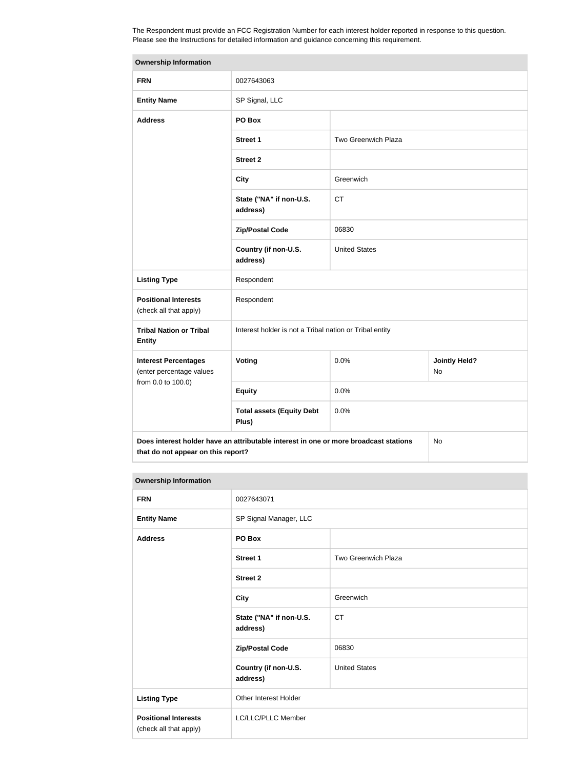The Respondent must provide an FCC Registration Number for each interest holder reported in response to this question. Please see the Instructions for detailed information and guidance concerning this requirement.

| Ownership Information | | | |
|---|---|---|---|
| **FRN** | 0027643063 | | |
| **Entity Name** | SP Signal, LLC | | |
| **Address** | **PO Box** | | |
| | **Street 1** | Two Greenwich Plaza | |
| | **Street 2** | | |
| | **City** | Greenwich | |
| | **State ("NA" if non-U.S. address)** | CT | |
| | **Zip/Postal Code** | 06830 | |
| | **Country (if non-U.S. address)** | United States | |
| **Listing Type** | Respondent | | |
| **Positional Interests** (check all that apply) | Respondent | | |
| **Tribal Nation or Tribal Entity** | Interest holder is not a Tribal nation or Tribal entity | | |
| **Interest Percentages** (enter percentage values from 0.0 to 100.0) | **Voting** | 0.0% | **Jointly Held?** No |
| | **Equity** | 0.0% | |
| | **Total assets (Equity Debt Plus)** | 0.0% | |
| **Does interest holder have an attributable interest in one or more broadcast stations that do not appear on this report?** | | | No |

| Ownership Information | | |
|---|---|---|
| **FRN** | 0027643071 | |
| **Entity Name** | SP Signal Manager, LLC | |
| **Address** | **PO Box** | |
| | **Street 1** | Two Greenwich Plaza |
| | **Street 2** | |
| | **City** | Greenwich |
| | **State ("NA" if non-U.S. address)** | CT |
| | **Zip/Postal Code** | 06830 |
| | **Country (if non-U.S. address)** | United States |
| **Listing Type** | Other Interest Holder | |
| **Positional Interests** (check all that apply) | LC/LLC/PLLC Member | |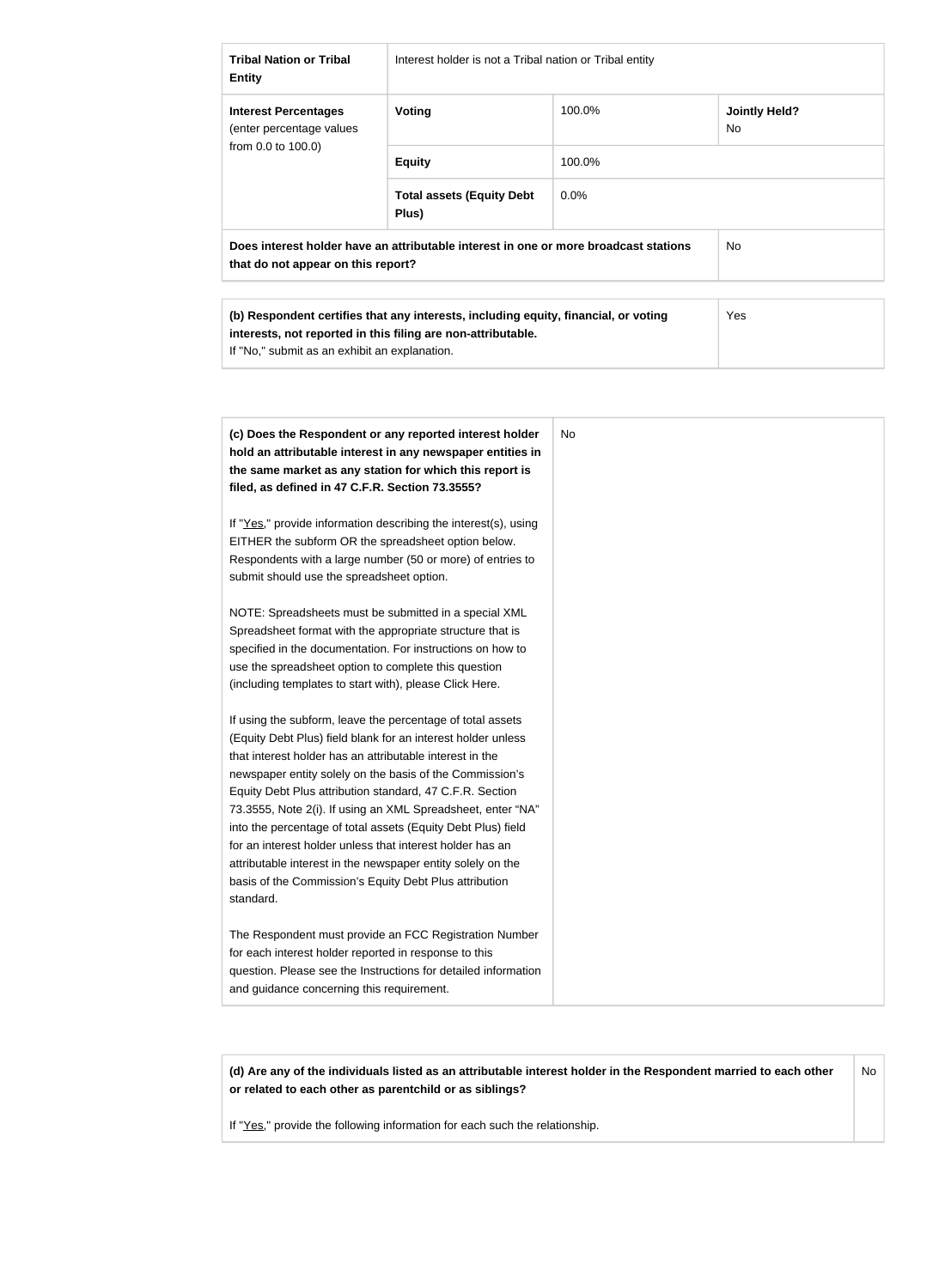| **Tribal Nation or Tribal Entity** | Interest holder is not a Tribal nation or Tribal entity | | |
|---|---|---|---|
| **Interest Percentages** (enter percentage values from 0.0 to 100.0) | **Voting** | 100.0% | **Jointly Held?** No |
| | **Equity** | 100.0% | |
| | **Total assets (Equity Debt Plus)** | 0.0% | |
| **Does interest holder have an attributable interest in one or more broadcast stations that do not appear on this report?** | | | No |

| **(b) Respondent certifies that any interests, including equity, financial, or voting interests, not reported in this filing are non-attributable.** If "No," submit as an exhibit an explanation. | Yes |
|---|---|

| **(c) Does the Respondent or any reported interest holder hold an attributable interest in any newspaper entities in the same market as any station for which this report is filed, as defined in 47 C.F.R. Section 73.3555?**<br><br>If "Yes," provide information describing the interest(s), using EITHER the subform OR the spreadsheet option below. Respondents with a large number (50 or more) of entries to submit should use the spreadsheet option.<br><br>NOTE: Spreadsheets must be submitted in a special XML Spreadsheet format with the appropriate structure that is specified in the documentation. For instructions on how to use the spreadsheet option to complete this question (including templates to start with), please Click Here.<br><br>If using the subform, leave the percentage of total assets (Equity Debt Plus) field blank for an interest holder unless that interest holder has an attributable interest in the newspaper entity solely on the basis of the Commission's Equity Debt Plus attribution standard, 47 C.F.R. Section 73.3555, Note 2(i). If using an XML Spreadsheet, enter "NA" into the percentage of total assets (Equity Debt Plus) field for an interest holder unless that interest holder has an attributable interest in the newspaper entity solely on the basis of the Commission's Equity Debt Plus attribution standard.<br><br>The Respondent must provide an FCC Registration Number for each interest holder reported in response to this question. Please see the Instructions for detailed information and guidance concerning this requirement. | No |
|---|---|

| **(d) Are any of the individuals listed as an attributable interest holder in the Respondent married to each other or related to each other as parentchild or as siblings?**<br><br>If "Yes," provide the following information for each such the relationship. | No |
|---|---|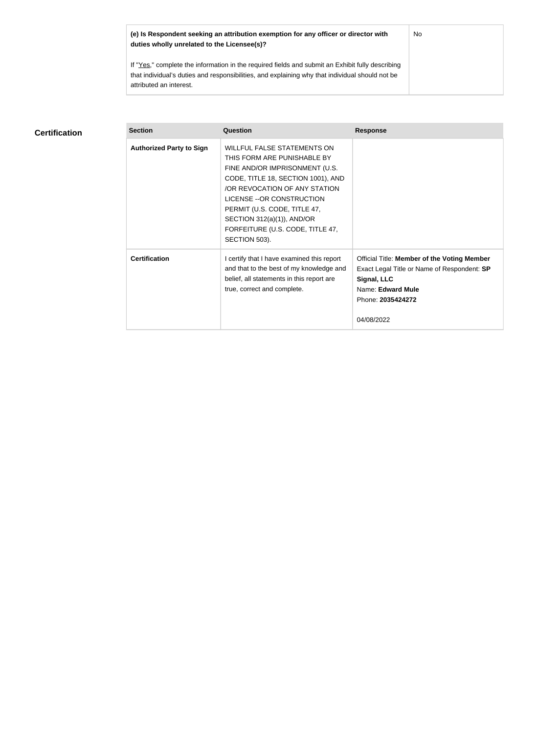| | |
|---|---|
| **(e) Is Respondent seeking an attribution exemption for any officer or director with duties wholly unrelated to the Licensee(s)?**<br><br>If "Yes," complete the information in the required fields and submit an Exhibit fully describing that individual's duties and responsibilities, and explaining why that individual should not be attributed an interest. | No |

## Certification

| Section | Question | Response |
|---|---|---|
| **Authorized Party to Sign** | WILLFUL FALSE STATEMENTS ON THIS FORM ARE PUNISHABLE BY FINE AND/OR IMPRISONMENT (U.S. CODE, TITLE 18, SECTION 1001), AND /OR REVOCATION OF ANY STATION LICENSE --OR CONSTRUCTION PERMIT (U.S. CODE, TITLE 47, SECTION 312(a)(1)), AND/OR FORFEITURE (U.S. CODE, TITLE 47, SECTION 503). | |
| **Certification** | I certify that I have examined this report and that to the best of my knowledge and belief, all statements in this report are true, correct and complete. | Official Title: **Member of the Voting Member**<br>Exact Legal Title or Name of Respondent: **SP Signal, LLC**<br>Name: **Edward Mule**<br>Phone: **2035424272**<br><br>04/08/2022 |